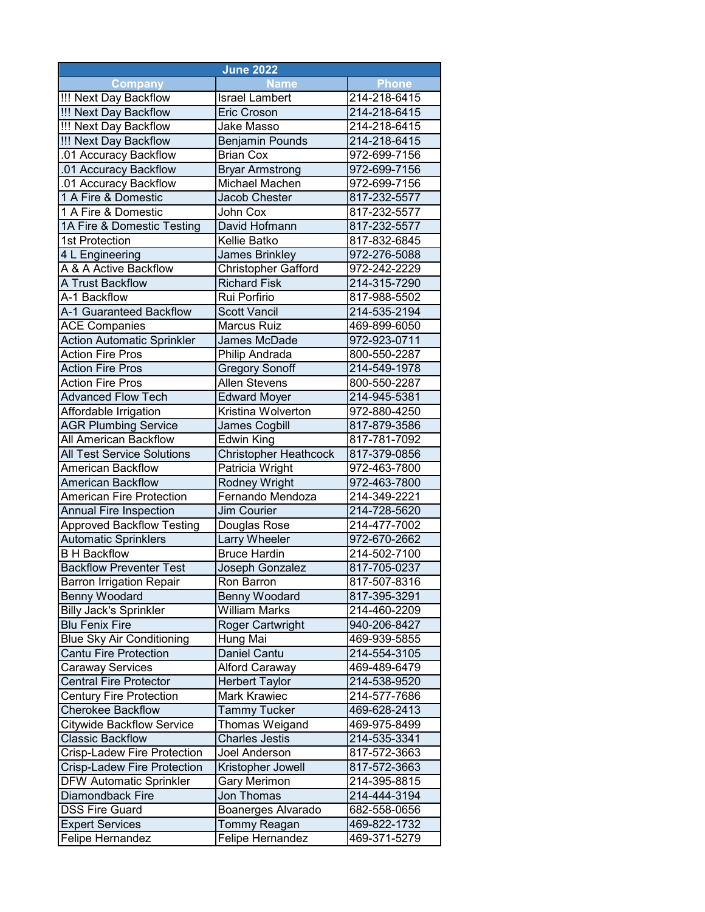| June 2022 | | |
|---|---|---|
| Company | Name | Phone |
| !!! Next Day Backflow | Israel Lambert | 214-218-6415 |
| !!! Next Day Backflow | Eric Croson | 214-218-6415 |
| !!! Next Day Backflow | Jake Masso | 214-218-6415 |
| !!! Next Day Backflow | Benjamin Pounds | 214-218-6415 |
| .01 Accuracy Backflow | Brian Cox | 972-699-7156 |
| .01 Accuracy Backflow | Bryar Armstrong | 972-699-7156 |
| .01 Accuracy Backflow | Michael Machen | 972-699-7156 |
| 1 A Fire & Domestic | Jacob Chester | 817-232-5577 |
| 1 A Fire & Domestic | John Cox | 817-232-5577 |
| 1A Fire & Domestic Testing | David Hofmann | 817-232-5577 |
| 1st Protection | Kellie Batko | 817-832-6845 |
| 4 L Engineering | James Brinkley | 972-276-5088 |
| A & A Active Backflow | Christopher Gafford | 972-242-2229 |
| A Trust Backflow | Richard Fisk | 214-315-7290 |
| A-1 Backflow | Rui Porfirio | 817-988-5502 |
| A-1 Guaranteed Backflow | Scott Vancil | 214-535-2194 |
| ACE Companies | Marcus Ruiz | 469-899-6050 |
| Action Automatic Sprinkler | James McDade | 972-923-0711 |
| Action Fire Pros | Philip Andrada | 800-550-2287 |
| Action Fire Pros | Gregory Sonoff | 214-549-1978 |
| Action Fire Pros | Allen Stevens | 800-550-2287 |
| Advanced Flow Tech | Edward Moyer | 214-945-5381 |
| Affordable Irrigation | Kristina Wolverton | 972-880-4250 |
| AGR Plumbing Service | James Cogbill | 817-879-3586 |
| All American Backflow | Edwin King | 817-781-7092 |
| All Test Service Solutions | Christopher Heathcock | 817-379-0856 |
| American Backflow | Patricia Wright | 972-463-7800 |
| American Backflow | Rodney Wright | 972-463-7800 |
| American Fire Protection | Fernando Mendoza | 214-349-2221 |
| Annual Fire Inspection | Jim Courier | 214-728-5620 |
| Approved Backflow Testing | Douglas Rose | 214-477-7002 |
| Automatic Sprinklers | Larry Wheeler | 972-670-2662 |
| B H Backflow | Bruce Hardin | 214-502-7100 |
| Backflow Preventer Test | Joseph Gonzalez | 817-705-0237 |
| Barron Irrigation Repair | Ron Barron | 817-507-8316 |
| Benny Woodard | Benny Woodard | 817-395-3291 |
| Billy Jack's Sprinkler | William Marks | 214-460-2209 |
| Blu Fenix Fire | Roger Cartwright | 940-206-8427 |
| Blue Sky Air Conditioning | Hung Mai | 469-939-5855 |
| Cantu Fire Protection | Daniel Cantu | 214-554-3105 |
| Caraway Services | Alford Caraway | 469-489-6479 |
| Central Fire Protector | Herbert Taylor | 214-538-9520 |
| Century Fire Protection | Mark Krawiec | 214-577-7686 |
| Cherokee Backflow | Tammy Tucker | 469-628-2413 |
| Citywide Backflow Service | Thomas Weigand | 469-975-8499 |
| Classic Backflow | Charles Jestis | 214-535-3341 |
| Crisp-Ladew Fire Protection | Joel Anderson | 817-572-3663 |
| Crisp-Ladew Fire Protection | Kristopher Jowell | 817-572-3663 |
| DFW Automatic Sprinkler | Gary Merimon | 214-395-8815 |
| Diamondback Fire | Jon Thomas | 214-444-3194 |
| DSS Fire Guard | Boanerges Alvarado | 682-558-0656 |
| Expert Services | Tommy Reagan | 469-822-1732 |
| Felipe Hernandez | Felipe Hernandez | 469-371-5279 |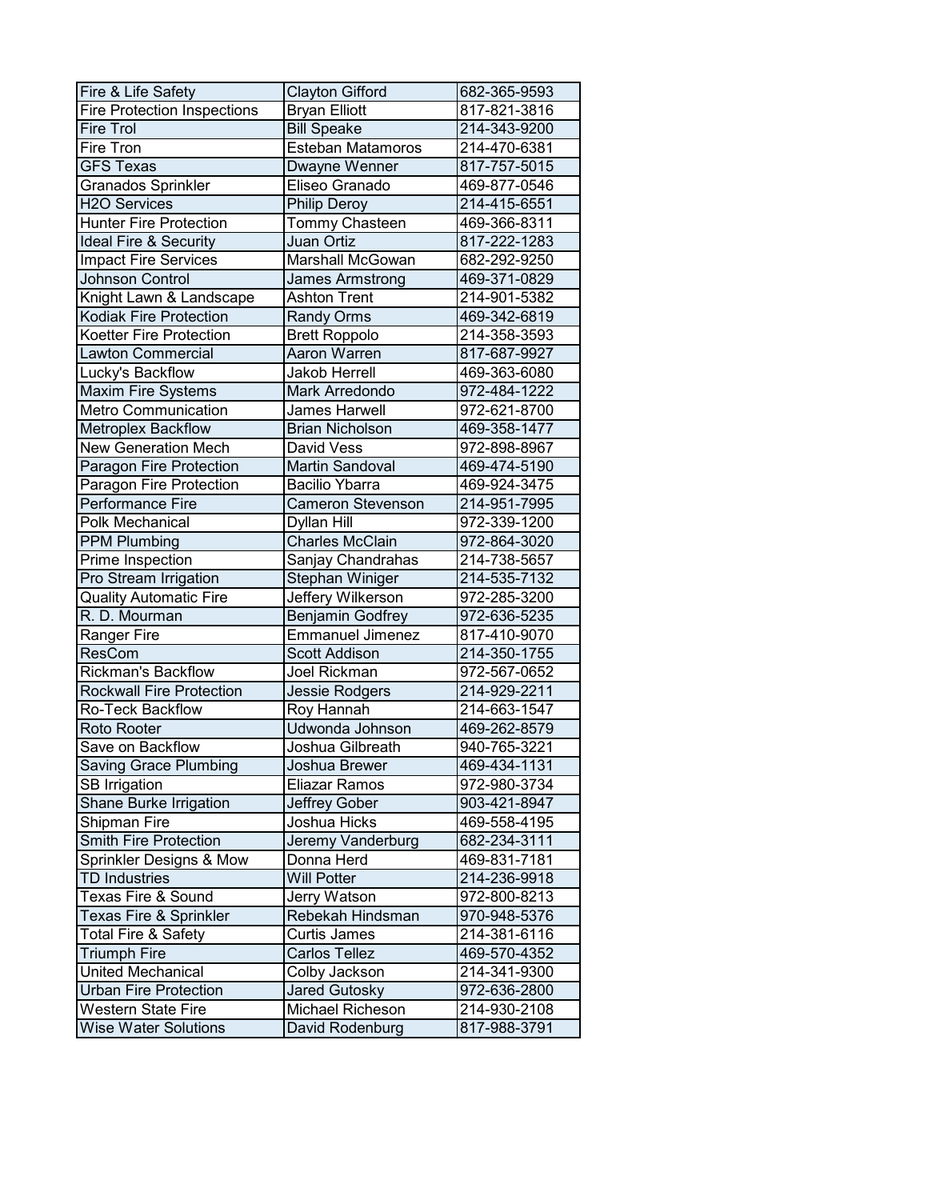| | | |
|---|---|---|
| Fire & Life Safety | Clayton Gifford | 682-365-9593 |
| Fire Protection Inspections | Bryan Elliott | 817-821-3816 |
| Fire Trol | Bill Speake | 214-343-9200 |
| Fire Tron | Esteban Matamoros | 214-470-6381 |
| GFS Texas | Dwayne Wenner | 817-757-5015 |
| Granados Sprinkler | Eliseo Granado | 469-877-0546 |
| H2O Services | Philip Deroy | 214-415-6551 |
| Hunter Fire Protection | Tommy Chasteen | 469-366-8311 |
| Ideal Fire & Security | Juan Ortiz | 817-222-1283 |
| Impact Fire Services | Marshall McGowan | 682-292-9250 |
| Johnson Control | James Armstrong | 469-371-0829 |
| Knight Lawn & Landscape | Ashton Trent | 214-901-5382 |
| Kodiak Fire Protection | Randy Orms | 469-342-6819 |
| Koetter Fire Protection | Brett Roppolo | 214-358-3593 |
| Lawton Commercial | Aaron Warren | 817-687-9927 |
| Lucky's Backflow | Jakob Herrell | 469-363-6080 |
| Maxim Fire Systems | Mark Arredondo | 972-484-1222 |
| Metro Communication | James Harwell | 972-621-8700 |
| Metroplex Backflow | Brian Nicholson | 469-358-1477 |
| New Generation Mech | David Vess | 972-898-8967 |
| Paragon Fire Protection | Martin Sandoval | 469-474-5190 |
| Paragon Fire Protection | Bacilio Ybarra | 469-924-3475 |
| Performance Fire | Cameron Stevenson | 214-951-7995 |
| Polk Mechanical | Dyllan Hill | 972-339-1200 |
| PPM Plumbing | Charles McClain | 972-864-3020 |
| Prime Inspection | Sanjay Chandrahas | 214-738-5657 |
| Pro Stream Irrigation | Stephan Winiger | 214-535-7132 |
| Quality Automatic Fire | Jeffery Wilkerson | 972-285-3200 |
| R. D. Mourman | Benjamin Godfrey | 972-636-5235 |
| Ranger Fire | Emmanuel Jimenez | 817-410-9070 |
| ResCom | Scott Addison | 214-350-1755 |
| Rickman's Backflow | Joel Rickman | 972-567-0652 |
| Rockwall Fire Protection | Jessie Rodgers | 214-929-2211 |
| Ro-Teck Backflow | Roy Hannah | 214-663-1547 |
| Roto Rooter | Udwonda Johnson | 469-262-8579 |
| Save on Backflow | Joshua Gilbreath | 940-765-3221 |
| Saving Grace Plumbing | Joshua Brewer | 469-434-1131 |
| SB Irrigation | Eliazar Ramos | 972-980-3734 |
| Shane Burke Irrigation | Jeffrey Gober | 903-421-8947 |
| Shipman Fire | Joshua Hicks | 469-558-4195 |
| Smith Fire Protection | Jeremy Vanderburg | 682-234-3111 |
| Sprinkler Designs & Mow | Donna Herd | 469-831-7181 |
| TD Industries | Will Potter | 214-236-9918 |
| Texas Fire & Sound | Jerry Watson | 972-800-8213 |
| Texas Fire & Sprinkler | Rebekah Hindsman | 970-948-5376 |
| Total Fire & Safety | Curtis James | 214-381-6116 |
| Triumph Fire | Carlos Tellez | 469-570-4352 |
| United Mechanical | Colby Jackson | 214-341-9300 |
| Urban Fire Protection | Jared Gutosky | 972-636-2800 |
| Western State Fire | Michael Richeson | 214-930-2108 |
| Wise Water Solutions | David Rodenburg | 817-988-3791 |